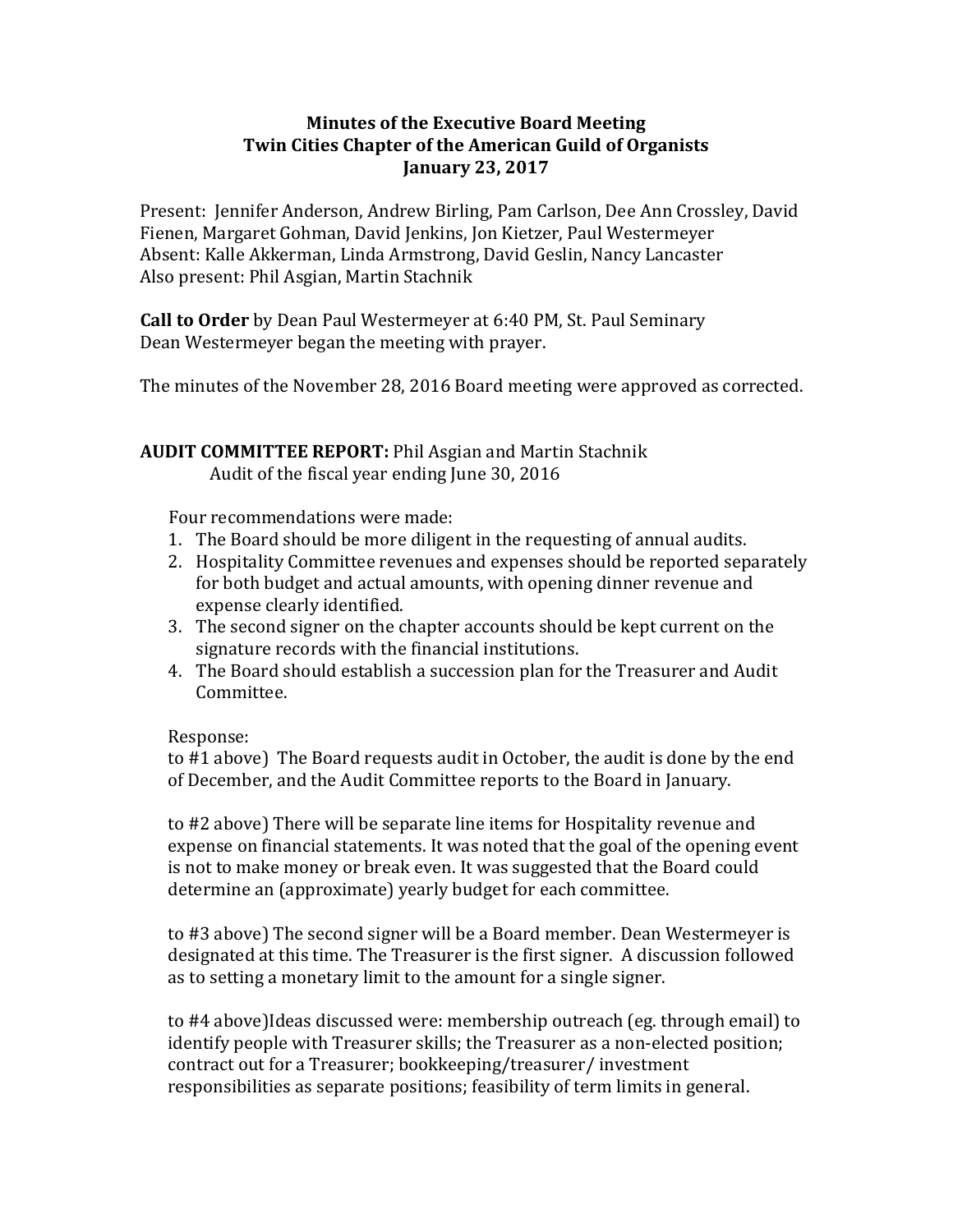**Minutes of the Executive Board Meeting**
**Twin Cities Chapter of the American Guild of Organists**
**January 23, 2017**

Present: Jennifer Anderson, Andrew Birling, Pam Carlson, Dee Ann Crossley, David Fienen, Margaret Gohman, David Jenkins, Jon Kietzer, Paul Westermeyer
Absent: Kalle Akkerman, Linda Armstrong, David Geslin, Nancy Lancaster
Also present: Phil Asgian, Martin Stachnik

**Call to Order** by Dean Paul Westermeyer at 6:40 PM, St. Paul Seminary
Dean Westermeyer began the meeting with prayer.

The minutes of the November 28, 2016 Board meeting were approved as corrected.

**AUDIT COMMITTEE REPORT:** Phil Asgian and Martin Stachnik
Audit of the fiscal year ending June 30, 2016

Four recommendations were made:

1. The Board should be more diligent in the requesting of annual audits.
2. Hospitality Committee revenues and expenses should be reported separately for both budget and actual amounts, with opening dinner revenue and expense clearly identified.
3. The second signer on the chapter accounts should be kept current on the signature records with the financial institutions.
4. The Board should establish a succession plan for the Treasurer and Audit Committee.

Response:
to #1 above) The Board requests audit in October, the audit is done by the end of December, and the Audit Committee reports to the Board in January.

to #2 above) There will be separate line items for Hospitality revenue and expense on financial statements. It was noted that the goal of the opening event is not to make money or break even. It was suggested that the Board could determine an (approximate) yearly budget for each committee.

to #3 above) The second signer will be a Board member. Dean Westermeyer is designated at this time. The Treasurer is the first signer. A discussion followed as to setting a monetary limit to the amount for a single signer.

to #4 above)Ideas discussed were: membership outreach (eg. through email) to identify people with Treasurer skills; the Treasurer as a non-elected position; contract out for a Treasurer; bookkeeping/treasurer/ investment responsibilities as separate positions; feasibility of term limits in general.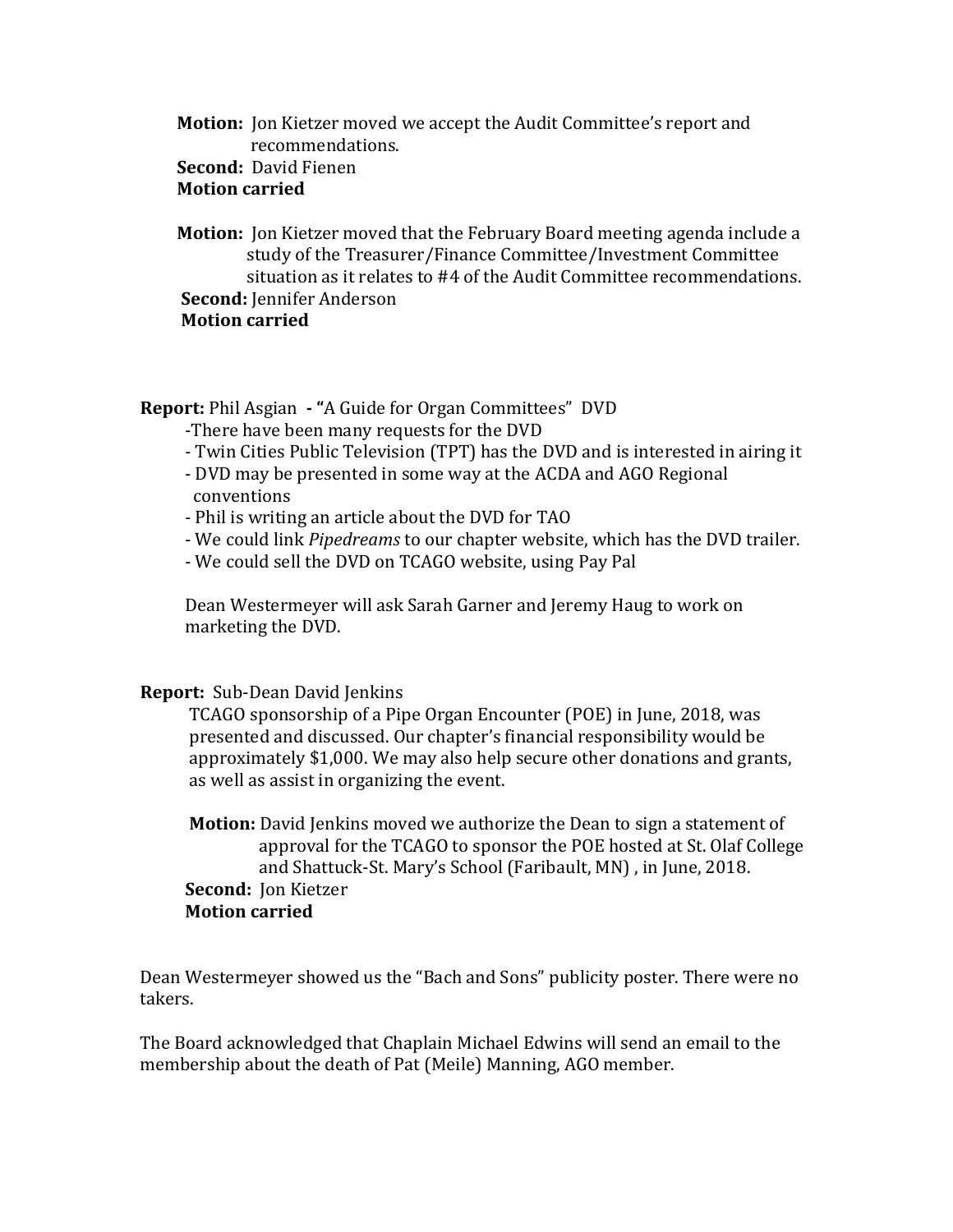**Motion:** Jon Kietzer moved we accept the Audit Committee's report and recommendations.
**Second:** David Fienen
**Motion carried**

**Motion:** Jon Kietzer moved that the February Board meeting agenda include a study of the Treasurer/Finance Committee/Investment Committee situation as it relates to #4 of the Audit Committee recommendations.
**Second:** Jennifer Anderson
**Motion carried**

**Report:** Phil Asgian **- "**A Guide for Organ Committees" DVD

-There have been many requests for the DVD
- Twin Cities Public Television (TPT) has the DVD and is interested in airing it
- DVD may be presented in some way at the ACDA and AGO Regional conventions
- Phil is writing an article about the DVD for TAO
- We could link *Pipedreams* to our chapter website, which has the DVD trailer.
- We could sell the DVD on TCAGO website, using Pay Pal

Dean Westermeyer will ask Sarah Garner and Jeremy Haug to work on marketing the DVD.

**Report:** Sub-Dean David Jenkins

TCAGO sponsorship of a Pipe Organ Encounter (POE) in June, 2018, was presented and discussed. Our chapter's financial responsibility would be approximately $1,000. We may also help secure other donations and grants, as well as assist in organizing the event.

**Motion:** David Jenkins moved we authorize the Dean to sign a statement of approval for the TCAGO to sponsor the POE hosted at St. Olaf College and Shattuck-St. Mary's School (Faribault, MN) , in June, 2018.
**Second:** Jon Kietzer
**Motion carried**

Dean Westermeyer showed us the "Bach and Sons" publicity poster. There were no takers.

The Board acknowledged that Chaplain Michael Edwins will send an email to the membership about the death of Pat (Meile) Manning, AGO member.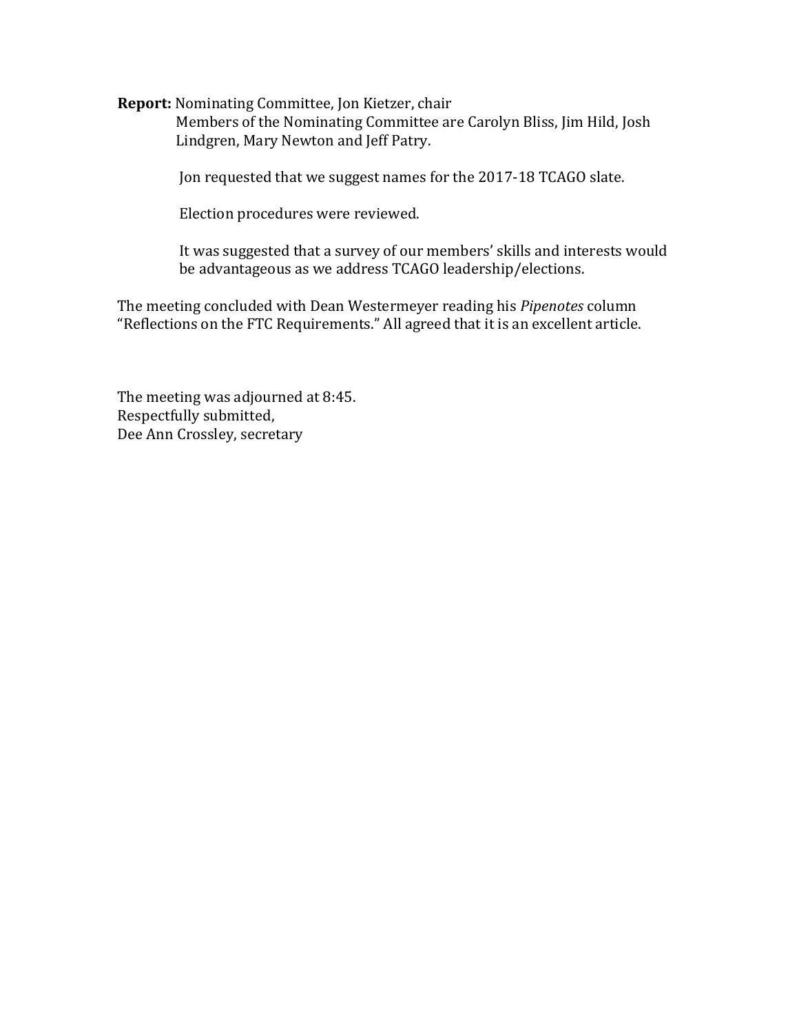**Report:** Nominating Committee, Jon Kietzer, chair

Members of the Nominating Committee are Carolyn Bliss, Jim Hild, Josh Lindgren, Mary Newton and Jeff Patry.

Jon requested that we suggest names for the 2017-18 TCAGO slate.

Election procedures were reviewed.

It was suggested that a survey of our members' skills and interests would be advantageous as we address TCAGO leadership/elections.

The meeting concluded with Dean Westermeyer reading his *Pipenotes* column "Reflections on the FTC Requirements." All agreed that it is an excellent article.

The meeting was adjourned at 8:45.  
Respectfully submitted,  
Dee Ann Crossley, secretary